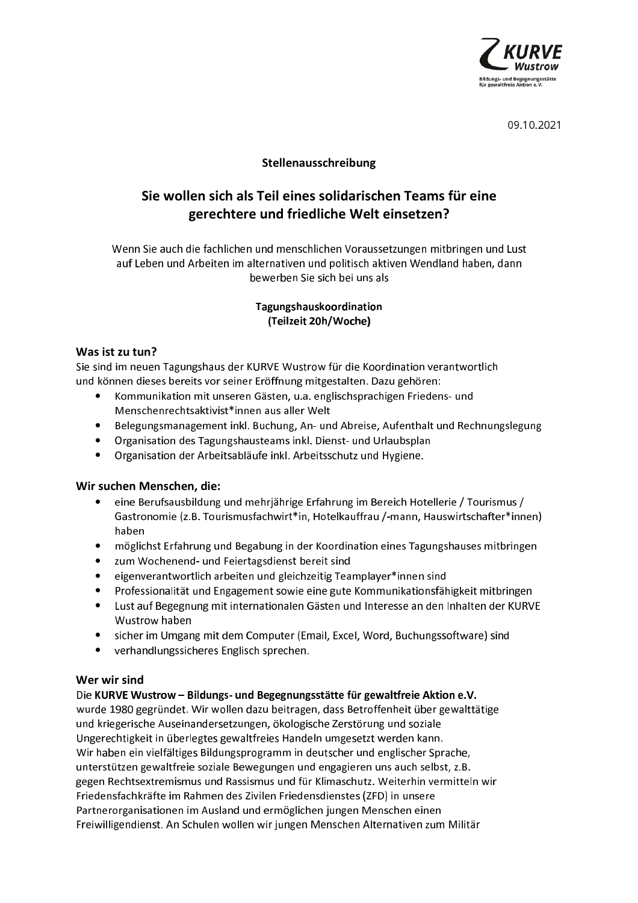KURVE Wustrow
Bildungs- und Begegnungsstätte für gewaltfreie Aktion e.V.

09.10.2021

**Stellenausschreibung**

## Sie wollen sich als Teil eines solidarischen Teams für eine gerechtere und friedliche Welt einsetzen?

Wenn Sie auch die fachlichen und menschlichen Voraussetzungen mitbringen und Lust auf Leben und Arbeiten im alternativen und politisch aktiven Wendland haben, dann bewerben Sie sich bei uns als

**Tagungshauskoordination**
**(Teilzeit 20h/Woche)**

### Was ist zu tun?

Sie sind im neuen Tagungshaus der KURVE Wustrow für die Koordination verantwortlich und können dieses bereits vor seiner Eröffnung mitgestalten. Dazu gehören:

- Kommunikation mit unseren Gästen, u.a. englischsprachigen Friedens- und Menschenrechtsaktivist*innen aus aller Welt
- Belegungsmanagement inkl. Buchung, An- und Abreise, Aufenthalt und Rechnungslegung
- Organisation des Tagungshausteams inkl. Dienst- und Urlaubsplan
- Organisation der Arbeitsabläufe inkl. Arbeitsschutz und Hygiene.

### Wir suchen Menschen, die:

- eine Berufsausbildung und mehrjährige Erfahrung im Bereich Hotellerie / Tourismus / Gastronomie (z.B. Tourismusfachwirt*in, Hotelkauffrau /-mann, Hauswirtschafter*innen) haben
- möglichst Erfahrung und Begabung in der Koordination eines Tagungshauses mitbringen
- zum Wochenend- und Feiertagsdienst bereit sind
- eigenverantwortlich arbeiten und gleichzeitig Teamplayer*innen sind
- Professionalität und Engagement sowie eine gute Kommunikationsfähigkeit mitbringen
- Lust auf Begegnung mit internationalen Gästen und Interesse an den Inhalten der KURVE Wustrow haben
- sicher im Umgang mit dem Computer (Email, Excel, Word, Buchungssoftware) sind
- verhandlungssicheres Englisch sprechen.

### Wer wir sind

Die **KURVE Wustrow – Bildungs- und Begegnungsstätte für gewaltfreie Aktion e.V.** wurde 1980 gegründet. Wir wollen dazu beitragen, dass Betroffenheit über gewalttätige und kriegerische Auseinandersetzungen, ökologische Zerstörung und soziale Ungerechtigkeit in überlegtes gewaltfreies Handeln umgesetzt werden kann.
Wir haben ein vielfältiges Bildungsprogramm in deutscher und englischer Sprache, unterstützen gewaltfreie soziale Bewegungen und engagieren uns auch selbst, z.B. gegen Rechtsextremismus und Rassismus und für Klimaschutz. Weiterhin vermitteln wir Friedensfachkräfte im Rahmen des Zivilen Friedensdienstes (ZFD) in unsere Partnerorganisationen im Ausland und ermöglichen jungen Menschen einen Freiwilligendienst. An Schulen wollen wir jungen Menschen Alternativen zum Militär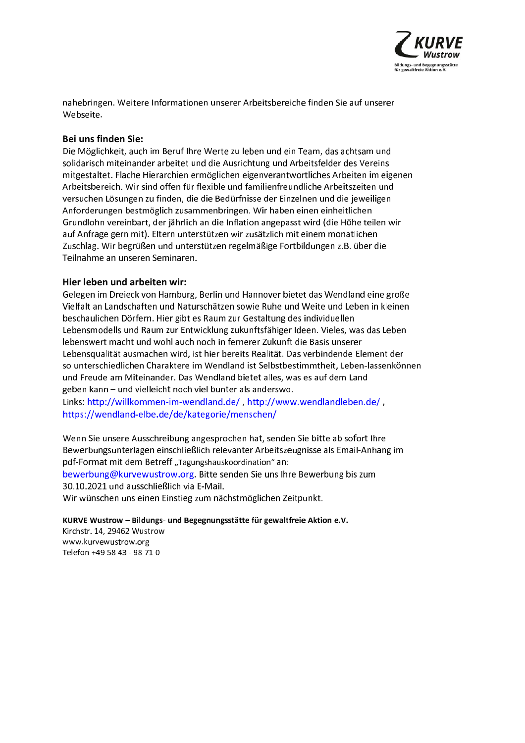nahebringen. Weitere Informationen unserer Arbeitsbereiche finden Sie auf unserer Webseite.

### Bei uns finden Sie:

Die Möglichkeit, auch im Beruf Ihre Werte zu leben und ein Team, das achtsam und solidarisch miteinander arbeitet und die Ausrichtung und Arbeitsfelder des Vereins mitgestaltet. Flache Hierarchien ermöglichen eigenverantwortliches Arbeiten im eigenen Arbeitsbereich. Wir sind offen für flexible und familienfreundliche Arbeitszeiten und versuchen Lösungen zu finden, die die Bedürfnisse der Einzelnen und die jeweiligen Anforderungen bestmöglich zusammenbringen. Wir haben einen einheitlichen Grundlohn vereinbart, der jährlich an die Inflation angepasst wird (die Höhe teilen wir auf Anfrage gern mit). Eltern unterstützen wir zusätzlich mit einem monatlichen Zuschlag. Wir begrüßen und unterstützen regelmäßige Fortbildungen z.B. über die Teilnahme an unseren Seminaren.

### Hier leben und arbeiten wir:

Gelegen im Dreieck von Hamburg, Berlin und Hannover bietet das Wendland eine große Vielfalt an Landschaften und Naturschätzen sowie Ruhe und Weite und Leben in kleinen beschaulichen Dörfern. Hier gibt es Raum zur Gestaltung des individuellen Lebensmodells und Raum zur Entwicklung zukunftsfähiger Ideen. Vieles, was das Leben lebenswert macht und wohl auch noch in fernerer Zukunft die Basis unserer Lebensqualität ausmachen wird, ist hier bereits Realität. Das verbindende Element der so unterschiedlichen Charaktere im Wendland ist Selbstbestimmtheit, Leben-lassenkönnen und Freude am Miteinander. Das Wendland bietet alles, was es auf dem Land geben kann – und vielleicht noch viel bunter als anderswo.
Links: http://willkommen-im-wendland.de/ , http://www.wendlandleben.de/ , https://wendland-elbe.de/de/kategorie/menschen/

Wenn Sie unsere Ausschreibung angesprochen hat, senden Sie bitte ab sofort Ihre Bewerbungsunterlagen einschließlich relevanter Arbeitszeugnisse als Email-Anhang im pdf-Format mit dem Betreff „Tagungshauskoordination" an:
bewerbung@kurvewustrow.org. Bitte senden Sie uns Ihre Bewerbung bis zum 30.10.2021 und ausschließlich via E-Mail.
Wir wünschen uns einen Einstieg zum nächstmöglichen Zeitpunkt.

**KURVE Wustrow – Bildungs- und Begegnungsstätte für gewaltfreie Aktion e.V.**
Kirchstr. 14, 29462 Wustrow
www.kurvewustrow.org
Telefon +49 58 43 - 98 71 0